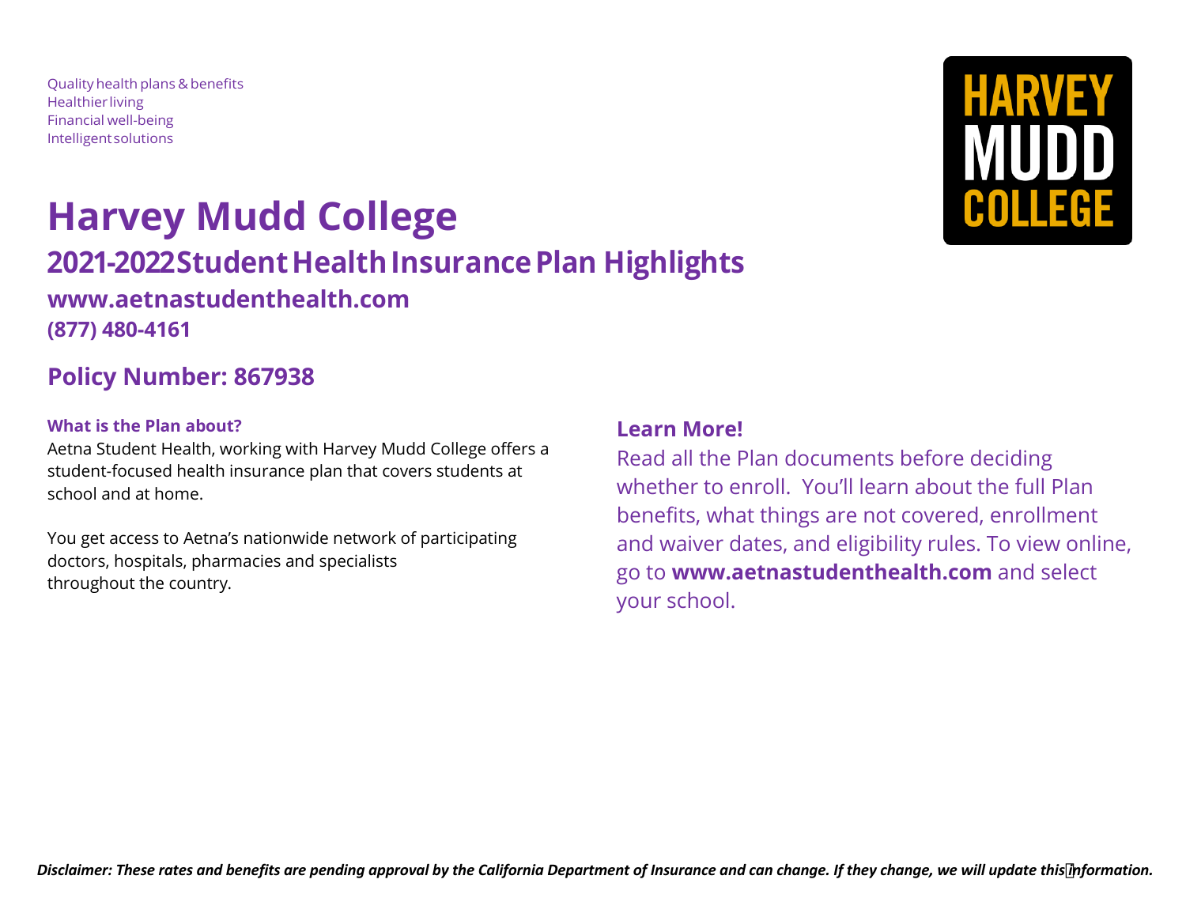Quality health plans & benefits
Healthier living
Financial well-being
Intelligent solutions

HARVEY MUDD COLLEGE

# Harvey Mudd College

## 2021-2022 Student Health Insurance Plan Highlights

### www.aetnastudenthealth.com

**(877) 480-4161**

## Policy Number: 867938

#### What is the Plan about?

Aetna Student Health, working with Harvey Mudd College offers a student-focused health insurance plan that covers students at school and at home.

You get access to Aetna's nationwide network of participating doctors, hospitals, pharmacies and specialists throughout the country.

### Learn More!

Read all the Plan documents before deciding whether to enroll. You'll learn about the full Plan benefits, what things are not covered, enrollment and waiver dates, and eligibility rules. To view online, go to **www.aetnastudenthealth.com** and select your school.

***Disclaimer: These rates and benefits are pending approval by the California Department of Insurance and can change. If they change, we will update this information.***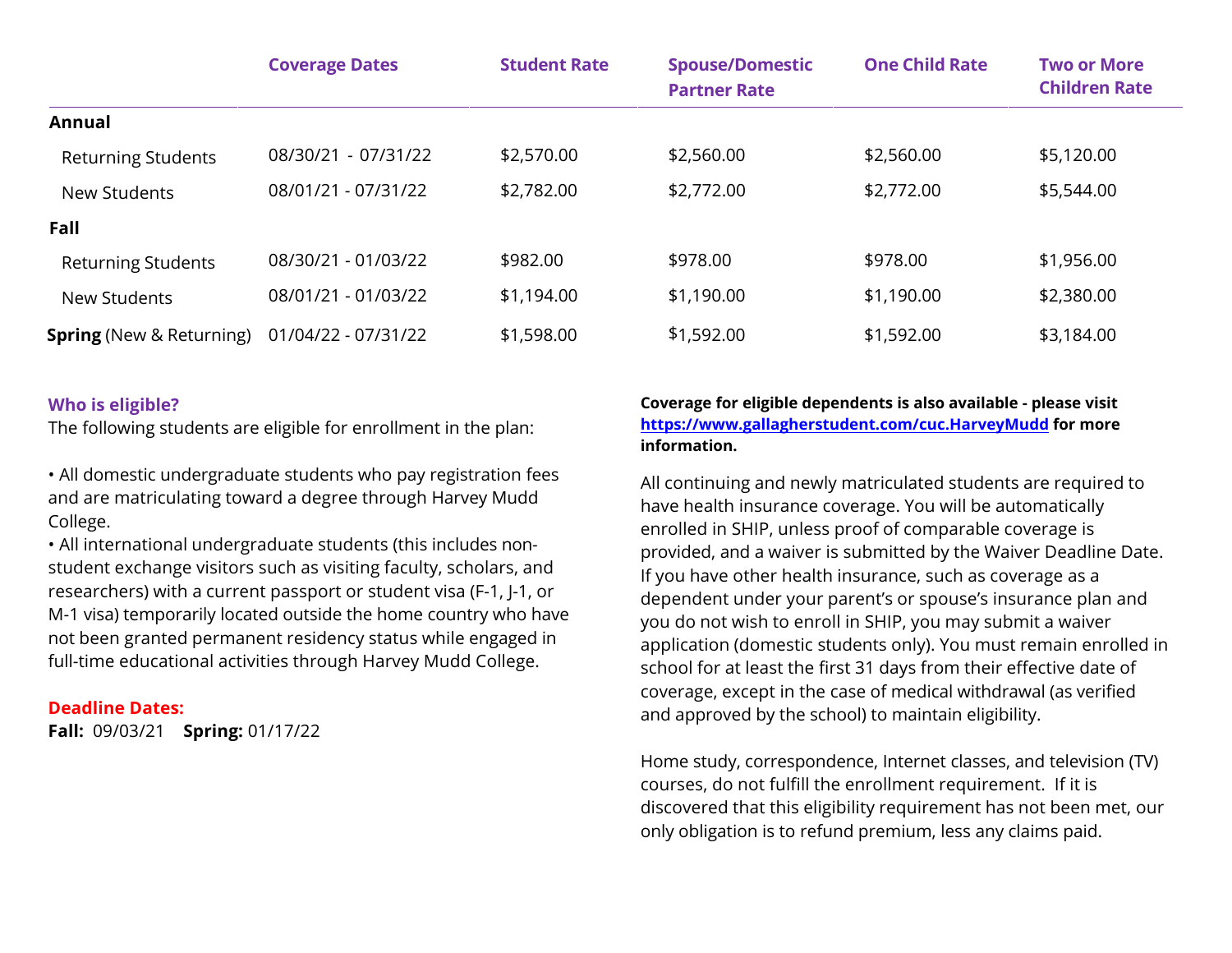| | Coverage Dates | Student Rate | Spouse/Domestic Partner Rate | One Child Rate | Two or More Children Rate |
|---|---|---|---|---|---|
| **Annual** | | | | | |
| Returning Students | 08/30/21 - 07/31/22 | $2,570.00 | $2,560.00 | $2,560.00 | $5,120.00 |
| New Students | 08/01/21 - 07/31/22 | $2,782.00 | $2,772.00 | $2,772.00 | $5,544.00 |
| **Fall** | | | | | |
| Returning Students | 08/30/21 - 01/03/22 | $982.00 | $978.00 | $978.00 | $1,956.00 |
| New Students | 08/01/21 - 01/03/22 | $1,194.00 | $1,190.00 | $1,190.00 | $2,380.00 |
| **Spring** (New & Returning) | 01/04/22 - 07/31/22 | $1,598.00 | $1,592.00 | $1,592.00 | $3,184.00 |

### Who is eligible?

The following students are eligible for enrollment in the plan:

- All domestic undergraduate students who pay registration fees and are matriculating toward a degree through Harvey Mudd College.
- All international undergraduate students (this includes non-student exchange visitors such as visiting faculty, scholars, and researchers) with a current passport or student visa (F-1, J-1, or M-1 visa) temporarily located outside the home country who have not been granted permanent residency status while engaged in full-time educational activities through Harvey Mudd College.

### Deadline Dates:

**Fall:** 09/03/21 **Spring:** 01/17/22

**Coverage for eligible dependents is also available - please visit https://www.gallagherstudent.com/cuc.HarveyMudd for more information.**

All continuing and newly matriculated students are required to have health insurance coverage. You will be automatically enrolled in SHIP, unless proof of comparable coverage is provided, and a waiver is submitted by the Waiver Deadline Date. If you have other health insurance, such as coverage as a dependent under your parent's or spouse's insurance plan and you do not wish to enroll in SHIP, you may submit a waiver application (domestic students only). You must remain enrolled in school for at least the first 31 days from their effective date of coverage, except in the case of medical withdrawal (as verified and approved by the school) to maintain eligibility.

Home study, correspondence, Internet classes, and television (TV) courses, do not fulfill the enrollment requirement. If it is discovered that this eligibility requirement has not been met, our only obligation is to refund premium, less any claims paid.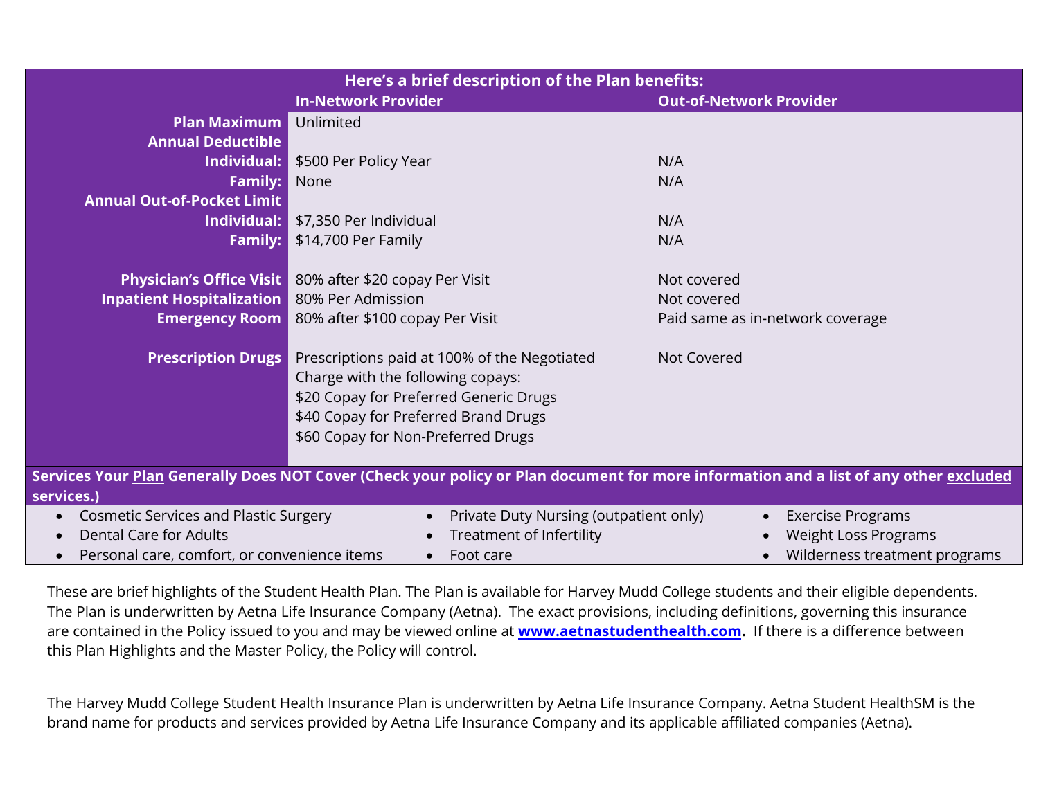| Here's a brief description of the Plan benefits: | In-Network Provider | Out-of-Network Provider |
|---|---|---|
| **Plan Maximum** | Unlimited | |
| **Annual Deductible** | | |
| **Individual:** | $500 Per Policy Year | N/A |
| **Family:** | None | N/A |
| **Annual Out-of-Pocket Limit** | | |
| **Individual:** | $7,350 Per Individual | N/A |
| **Family:** | $14,700 Per Family | N/A |
| **Physician's Office Visit** | 80% after $20 copay Per Visit | Not covered |
| **Inpatient Hospitalization** | 80% Per Admission | Not covered |
| **Emergency Room** | 80% after $100 copay Per Visit | Paid same as in-network coverage |
| **Prescription Drugs** | Prescriptions paid at 100% of the Negotiated Charge with the following copays:<br>$20 Copay for Preferred Generic Drugs<br>$40 Copay for Preferred Brand Drugs<br>$60 Copay for Non-Preferred Drugs | Not Covered |

**Services Your Plan Generally Does NOT Cover (Check your policy or Plan document for more information and a list of any other excluded services.)**

- Cosmetic Services and Plastic Surgery
- Dental Care for Adults
- Personal care, comfort, or convenience items
- Private Duty Nursing (outpatient only)
- Treatment of Infertility
- Foot care
- Exercise Programs
- Weight Loss Programs
- Wilderness treatment programs

These are brief highlights of the Student Health Plan. The Plan is available for Harvey Mudd College students and their eligible dependents. The Plan is underwritten by Aetna Life Insurance Company (Aetna). The exact provisions, including definitions, governing this insurance are contained in the Policy issued to you and may be viewed online at **www.aetnastudenthealth.com.** If there is a difference between this Plan Highlights and the Master Policy, the Policy will control.

The Harvey Mudd College Student Health Insurance Plan is underwritten by Aetna Life Insurance Company. Aetna Student HealthSM is the brand name for products and services provided by Aetna Life Insurance Company and its applicable affiliated companies (Aetna).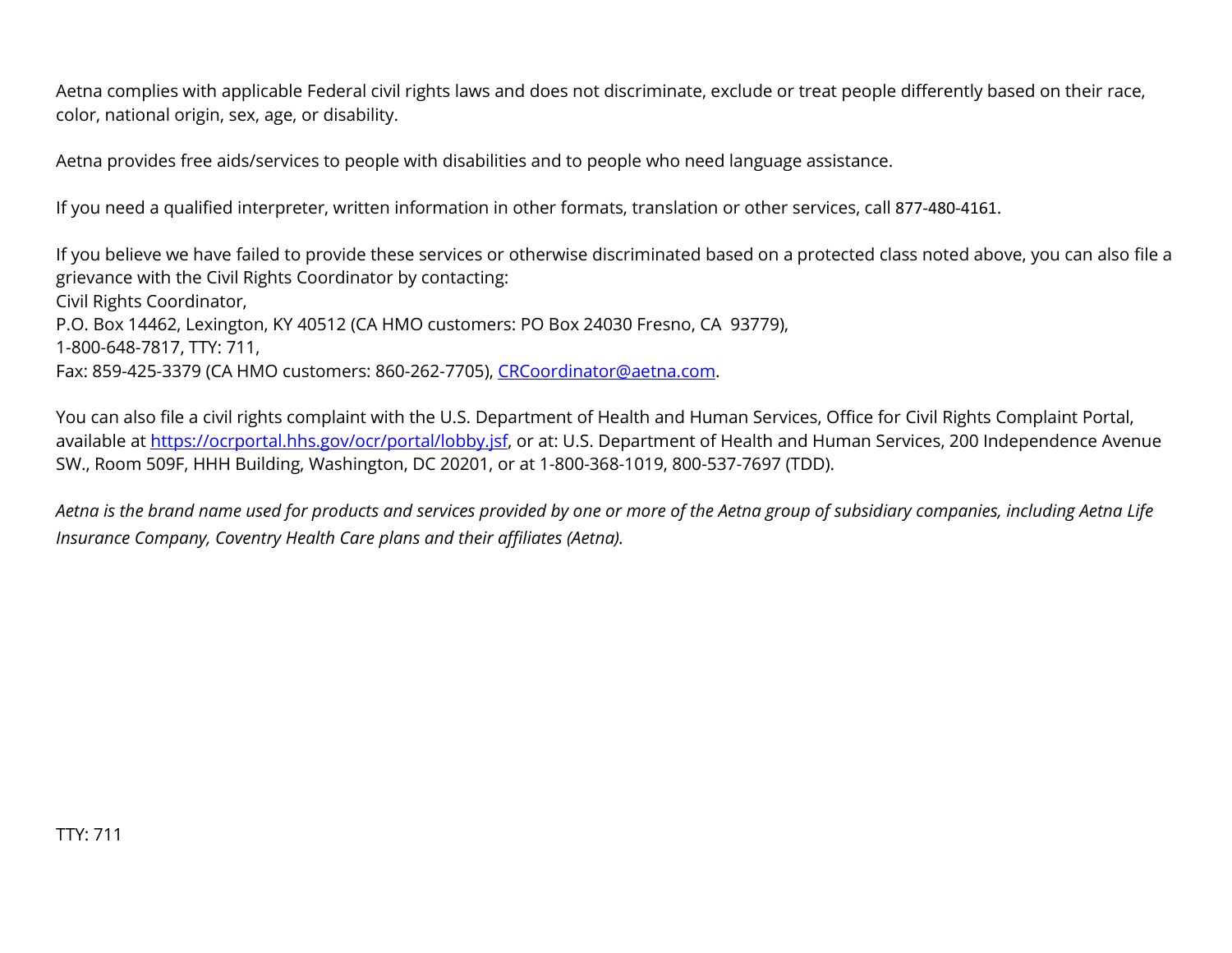Aetna complies with applicable Federal civil rights laws and does not discriminate, exclude or treat people differently based on their race, color, national origin, sex, age, or disability.

Aetna provides free aids/services to people with disabilities and to people who need language assistance.

If you need a qualified interpreter, written information in other formats, translation or other services, call 877-480-4161.

If you believe we have failed to provide these services or otherwise discriminated based on a protected class noted above, you can also file a grievance with the Civil Rights Coordinator by contacting:
Civil Rights Coordinator,
P.O. Box 14462, Lexington, KY 40512 (CA HMO customers: PO Box 24030 Fresno, CA 93779),
1-800-648-7817, TTY: 711,
Fax: 859-425-3379 (CA HMO customers: 860-262-7705), [CRCoordinator@aetna.com](mailto:CRCoordinator@aetna.com).

You can also file a civil rights complaint with the U.S. Department of Health and Human Services, Office for Civil Rights Complaint Portal, available at [https://ocrportal.hhs.gov/ocr/portal/lobby.jsf](https://ocrportal.hhs.gov/ocr/portal/lobby.jsf), or at: U.S. Department of Health and Human Services, 200 Independence Avenue SW., Room 509F, HHH Building, Washington, DC 20201, or at 1-800-368-1019, 800-537-7697 (TDD).

*Aetna is the brand name used for products and services provided by one or more of the Aetna group of subsidiary companies, including Aetna Life Insurance Company, Coventry Health Care plans and their affiliates (Aetna).*

TTY: 711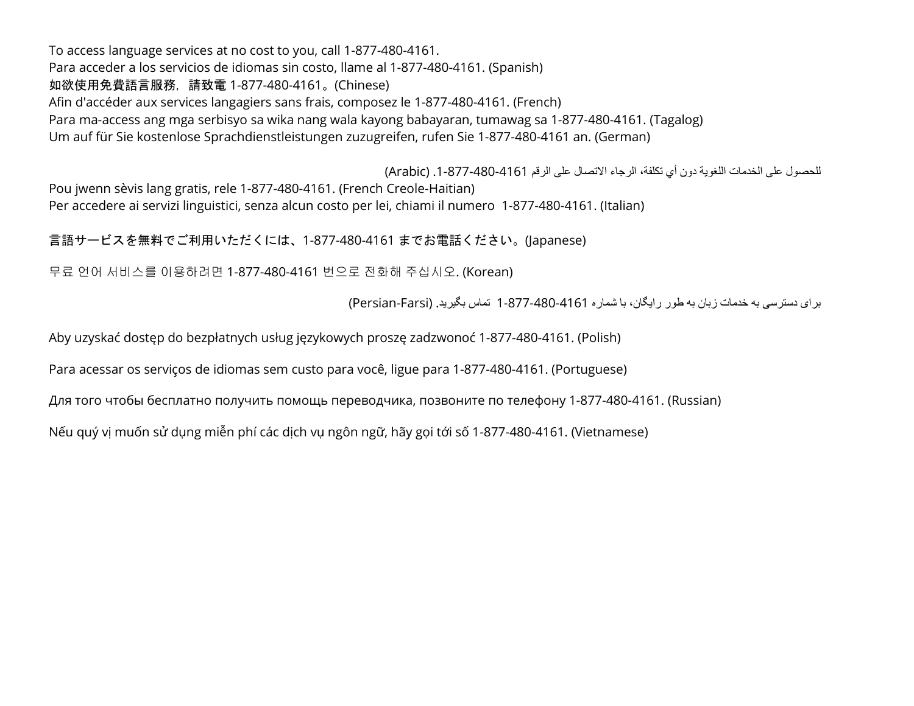To access language services at no cost to you, call 1-877-480-4161.
Para acceder a los servicios de idiomas sin costo, llame al 1-877-480-4161. (Spanish)
如欲使用免費語言服務，請致電 1-877-480-4161。(Chinese)
Afin d'accéder aux services langagiers sans frais, composez le 1-877-480-4161. (French)
Para ma-access ang mga serbisyo sa wika nang wala kayong babayaran, tumawag sa 1-877-480-4161. (Tagalog)
Um auf für Sie kostenlose Sprachdienstleistungen zuzugreifen, rufen Sie 1-877-480-4161 an. (German)

للحصول على الخدمات اللغوية دون أي تكلفة، الرجاء الاتصال على الرقم 1-877-480-4161. (Arabic)
Pou jwenn sèvis lang gratis, rele 1-877-480-4161. (French Creole-Haitian)
Per accedere ai servizi linguistici, senza alcun costo per lei, chiami il numero 1-877-480-4161. (Italian)

言語サービスを無料でご利用いただくには、1-877-480-4161 までお電話ください。(Japanese)

무료 언어 서비스를 이용하려면 1-877-480-4161 번으로 전화해 주십시오. (Korean)

برای دسترسی به خدمات زبان به طور رایگان، با شماره 1-877-480-4161 تماس بگیرید. (Persian-Farsi)

Aby uzyskać dostęp do bezpłatnych usług językowych proszę zadzwonoć 1-877-480-4161. (Polish)

Para acessar os serviços de idiomas sem custo para você, ligue para 1-877-480-4161. (Portuguese)

Для того чтобы бесплатно получить помощь переводчика, позвоните по телефону 1-877-480-4161. (Russian)

Nếu quý vị muốn sử dụng miễn phí các dịch vụ ngôn ngữ, hãy gọi tới số 1-877-480-4161. (Vietnamese)